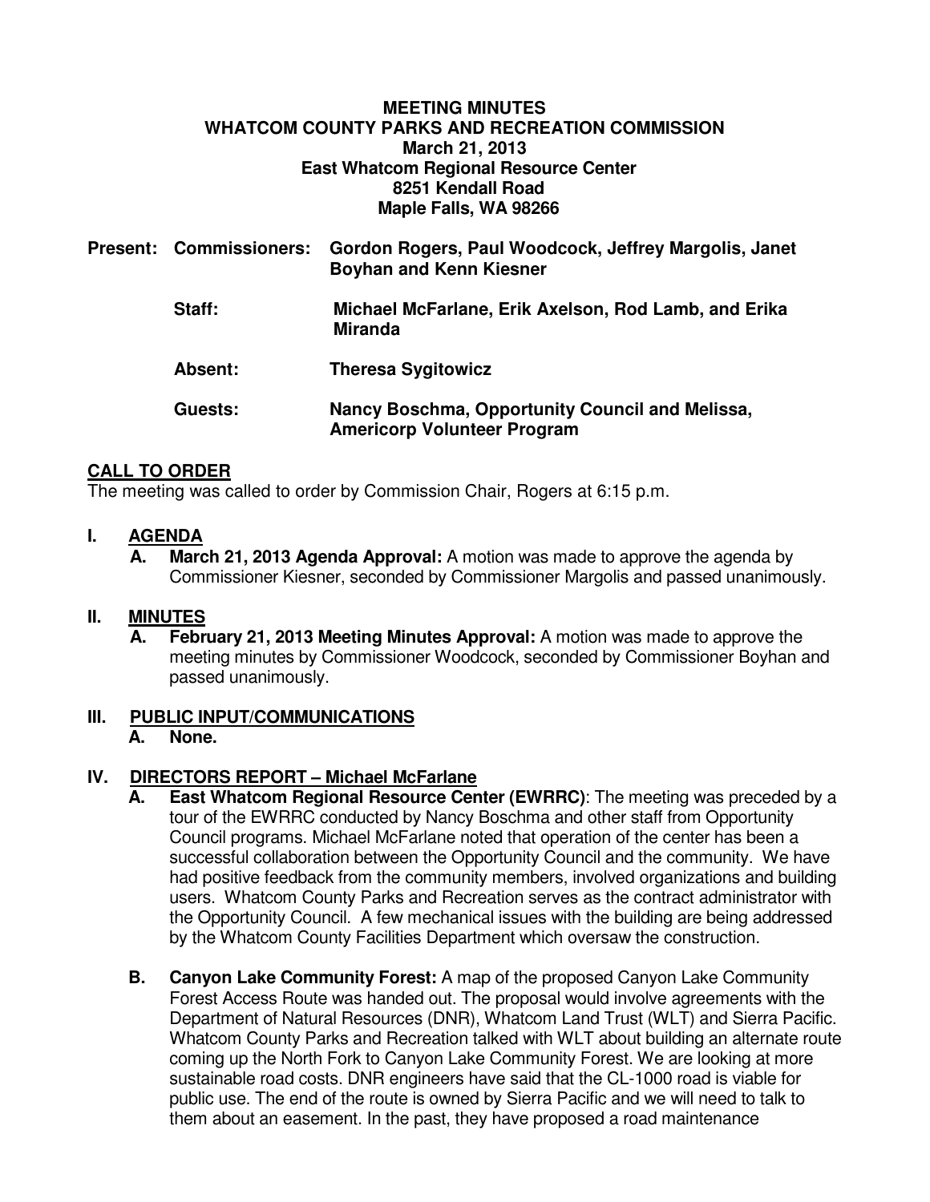**MEETING MINUTES**
**WHATCOM COUNTY PARKS AND RECREATION COMMISSION**
**March 21, 2013**
**East Whatcom Regional Resource Center**
**8251 Kendall Road**
**Maple Falls, WA 98266**

**Present: Commissioners:** **Gordon Rogers, Paul Woodcock, Jeffrey Margolis, Janet Boyhan and Kenn Kiesner**

**Staff:** **Michael McFarlane, Erik Axelson, Rod Lamb, and Erika Miranda**

**Absent:** **Theresa Sygitowicz**

**Guests:** **Nancy Boschma, Opportunity Council and Melissa, Americorp Volunteer Program**

## CALL TO ORDER

The meeting was called to order by Commission Chair, Rogers at 6:15 p.m.

## I. AGENDA

**A. March 21, 2013 Agenda Approval:** A motion was made to approve the agenda by Commissioner Kiesner, seconded by Commissioner Margolis and passed unanimously.

## II. MINUTES

**A. February 21, 2013 Meeting Minutes Approval:** A motion was made to approve the meeting minutes by Commissioner Woodcock, seconded by Commissioner Boyhan and passed unanimously.

## III. PUBLIC INPUT/COMMUNICATIONS

**A. None.**

## IV. DIRECTORS REPORT – Michael McFarlane

**A. East Whatcom Regional Resource Center (EWRRC)**: The meeting was preceded by a tour of the EWRRC conducted by Nancy Boschma and other staff from Opportunity Council programs. Michael McFarlane noted that operation of the center has been a successful collaboration between the Opportunity Council and the community. We have had positive feedback from the community members, involved organizations and building users. Whatcom County Parks and Recreation serves as the contract administrator with the Opportunity Council. A few mechanical issues with the building are being addressed by the Whatcom County Facilities Department which oversaw the construction.

**B. Canyon Lake Community Forest:** A map of the proposed Canyon Lake Community Forest Access Route was handed out. The proposal would involve agreements with the Department of Natural Resources (DNR), Whatcom Land Trust (WLT) and Sierra Pacific. Whatcom County Parks and Recreation talked with WLT about building an alternate route coming up the North Fork to Canyon Lake Community Forest. We are looking at more sustainable road costs. DNR engineers have said that the CL-1000 road is viable for public use. The end of the route is owned by Sierra Pacific and we will need to talk to them about an easement. In the past, they have proposed a road maintenance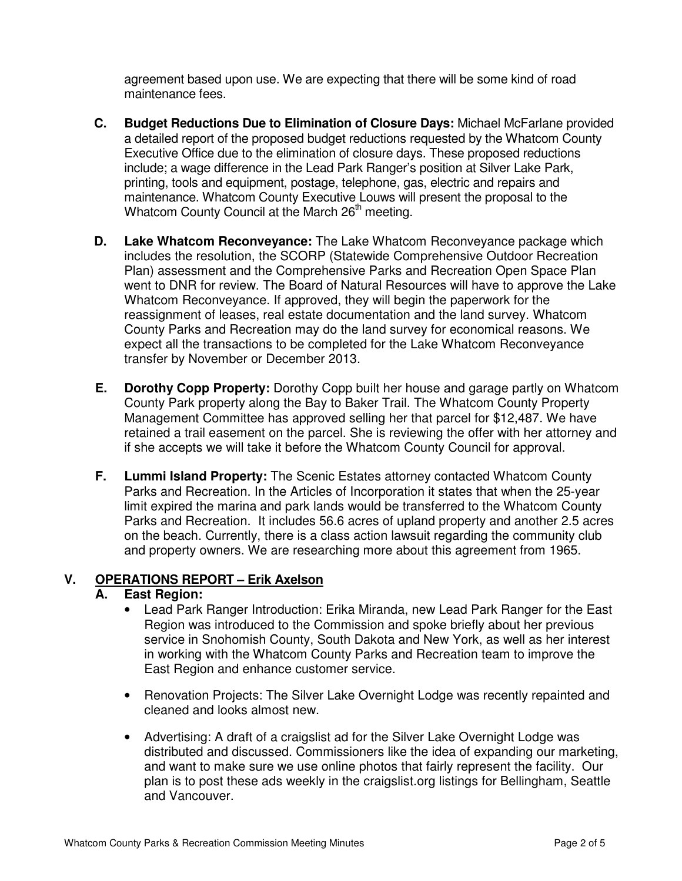agreement based upon use. We are expecting that there will be some kind of road maintenance fees.

**C. Budget Reductions Due to Elimination of Closure Days:** Michael McFarlane provided a detailed report of the proposed budget reductions requested by the Whatcom County Executive Office due to the elimination of closure days. These proposed reductions include; a wage difference in the Lead Park Ranger's position at Silver Lake Park, printing, tools and equipment, postage, telephone, gas, electric and repairs and maintenance. Whatcom County Executive Louws will present the proposal to the Whatcom County Council at the March 26th meeting.

**D. Lake Whatcom Reconveyance:** The Lake Whatcom Reconveyance package which includes the resolution, the SCORP (Statewide Comprehensive Outdoor Recreation Plan) assessment and the Comprehensive Parks and Recreation Open Space Plan went to DNR for review. The Board of Natural Resources will have to approve the Lake Whatcom Reconveyance. If approved, they will begin the paperwork for the reassignment of leases, real estate documentation and the land survey. Whatcom County Parks and Recreation may do the land survey for economical reasons. We expect all the transactions to be completed for the Lake Whatcom Reconveyance transfer by November or December 2013.

**E. Dorothy Copp Property:** Dorothy Copp built her house and garage partly on Whatcom County Park property along the Bay to Baker Trail. The Whatcom County Property Management Committee has approved selling her that parcel for $12,487. We have retained a trail easement on the parcel. She is reviewing the offer with her attorney and if she accepts we will take it before the Whatcom County Council for approval.

**F. Lummi Island Property:** The Scenic Estates attorney contacted Whatcom County Parks and Recreation. In the Articles of Incorporation it states that when the 25-year limit expired the marina and park lands would be transferred to the Whatcom County Parks and Recreation. It includes 56.6 acres of upland property and another 2.5 acres on the beach. Currently, there is a class action lawsuit regarding the community club and property owners. We are researching more about this agreement from 1965.

## V. OPERATIONS REPORT – Erik Axelson

### A. East Region:

- Lead Park Ranger Introduction: Erika Miranda, new Lead Park Ranger for the East Region was introduced to the Commission and spoke briefly about her previous service in Snohomish County, South Dakota and New York, as well as her interest in working with the Whatcom County Parks and Recreation team to improve the East Region and enhance customer service.

- Renovation Projects: The Silver Lake Overnight Lodge was recently repainted and cleaned and looks almost new.

- Advertising: A draft of a craigslist ad for the Silver Lake Overnight Lodge was distributed and discussed. Commissioners like the idea of expanding our marketing, and want to make sure we use online photos that fairly represent the facility. Our plan is to post these ads weekly in the craigslist.org listings for Bellingham, Seattle and Vancouver.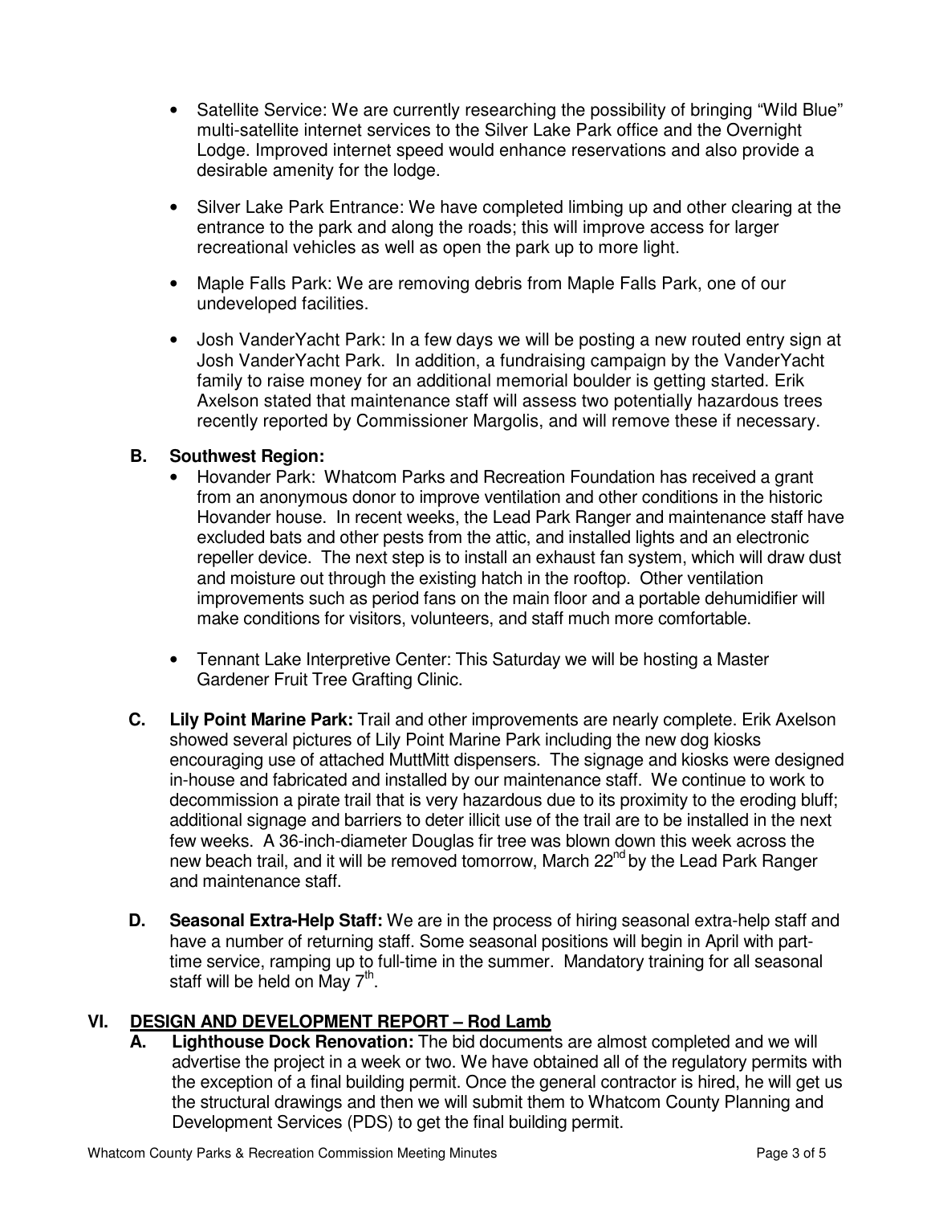- Satellite Service: We are currently researching the possibility of bringing “Wild Blue” multi-satellite internet services to the Silver Lake Park office and the Overnight Lodge. Improved internet speed would enhance reservations and also provide a desirable amenity for the lodge.

- Silver Lake Park Entrance: We have completed limbing up and other clearing at the entrance to the park and along the roads; this will improve access for larger recreational vehicles as well as open the park up to more light.

- Maple Falls Park: We are removing debris from Maple Falls Park, one of our undeveloped facilities.

- Josh VanderYacht Park: In a few days we will be posting a new routed entry sign at Josh VanderYacht Park. In addition, a fundraising campaign by the VanderYacht family to raise money for an additional memorial boulder is getting started. Erik Axelson stated that maintenance staff will assess two potentially hazardous trees recently reported by Commissioner Margolis, and will remove these if necessary.

**B. Southwest Region:**

- Hovander Park: Whatcom Parks and Recreation Foundation has received a grant from an anonymous donor to improve ventilation and other conditions in the historic Hovander house. In recent weeks, the Lead Park Ranger and maintenance staff have excluded bats and other pests from the attic, and installed lights and an electronic repeller device. The next step is to install an exhaust fan system, which will draw dust and moisture out through the existing hatch in the rooftop. Other ventilation improvements such as period fans on the main floor and a portable dehumidifier will make conditions for visitors, volunteers, and staff much more comfortable.

- Tennant Lake Interpretive Center: This Saturday we will be hosting a Master Gardener Fruit Tree Grafting Clinic.

**C. Lily Point Marine Park:** Trail and other improvements are nearly complete. Erik Axelson showed several pictures of Lily Point Marine Park including the new dog kiosks encouraging use of attached MuttMitt dispensers. The signage and kiosks were designed in-house and fabricated and installed by our maintenance staff. We continue to work to decommission a pirate trail that is very hazardous due to its proximity to the eroding bluff; additional signage and barriers to deter illicit use of the trail are to be installed in the next few weeks. A 36-inch-diameter Douglas fir tree was blown down this week across the new beach trail, and it will be removed tomorrow, March 22nd by the Lead Park Ranger and maintenance staff.

**D. Seasonal Extra-Help Staff:** We are in the process of hiring seasonal extra-help staff and have a number of returning staff. Some seasonal positions will begin in April with part-time service, ramping up to full-time in the summer. Mandatory training for all seasonal staff will be held on May 7th.

## VI. DESIGN AND DEVELOPMENT REPORT – Rod Lamb

**A. Lighthouse Dock Renovation:** The bid documents are almost completed and we will advertise the project in a week or two. We have obtained all of the regulatory permits with the exception of a final building permit. Once the general contractor is hired, he will get us the structural drawings and then we will submit them to Whatcom County Planning and Development Services (PDS) to get the final building permit.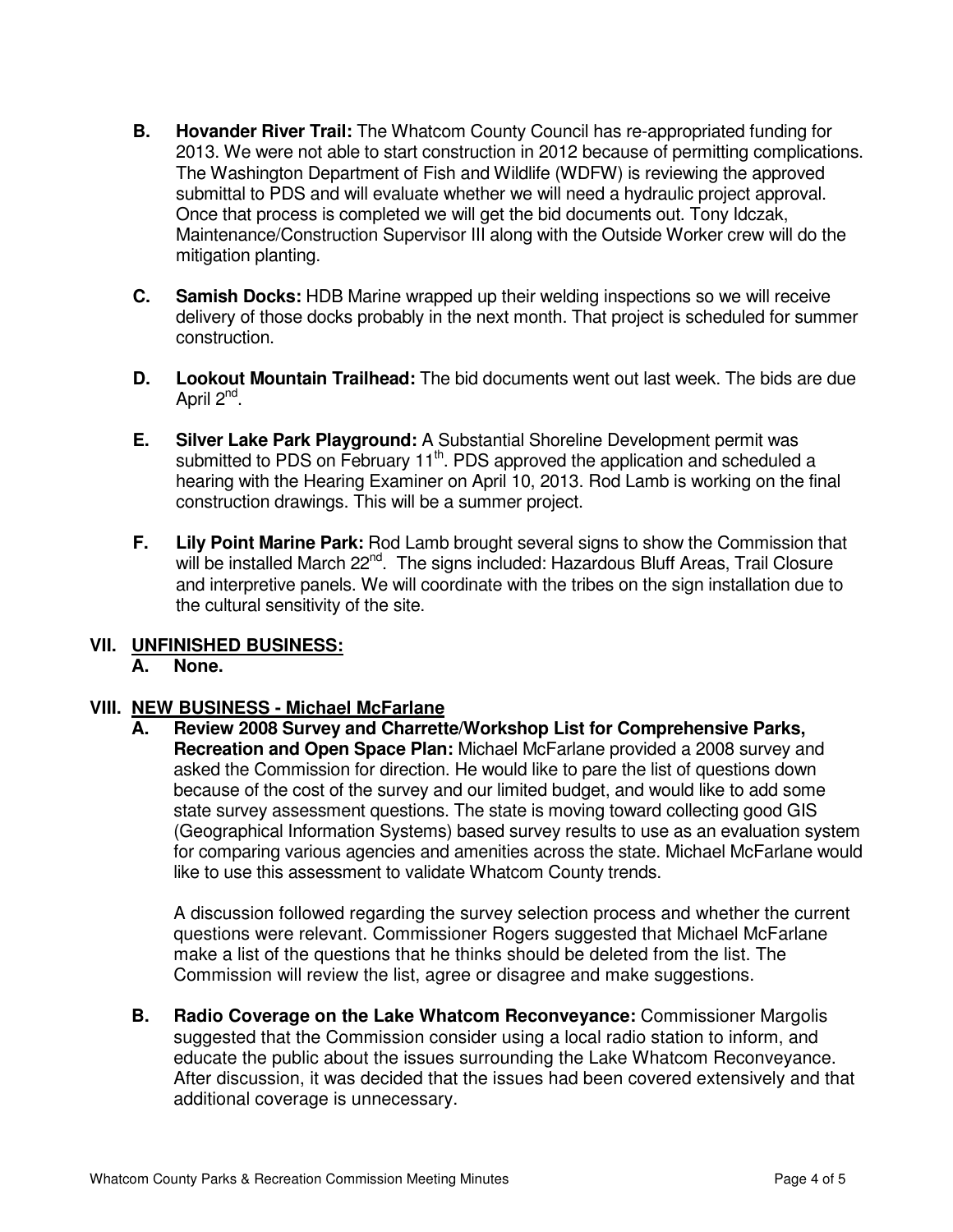**B. Hovander River Trail:** The Whatcom County Council has re-appropriated funding for 2013. We were not able to start construction in 2012 because of permitting complications. The Washington Department of Fish and Wildlife (WDFW) is reviewing the approved submittal to PDS and will evaluate whether we will need a hydraulic project approval. Once that process is completed we will get the bid documents out. Tony Idczak, Maintenance/Construction Supervisor III along with the Outside Worker crew will do the mitigation planting.

**C. Samish Docks:** HDB Marine wrapped up their welding inspections so we will receive delivery of those docks probably in the next month. That project is scheduled for summer construction.

**D. Lookout Mountain Trailhead:** The bid documents went out last week. The bids are due April 2nd.

**E. Silver Lake Park Playground:** A Substantial Shoreline Development permit was submitted to PDS on February 11th. PDS approved the application and scheduled a hearing with the Hearing Examiner on April 10, 2013. Rod Lamb is working on the final construction drawings. This will be a summer project.

**F. Lily Point Marine Park:** Rod Lamb brought several signs to show the Commission that will be installed March 22nd. The signs included: Hazardous Bluff Areas, Trail Closure and interpretive panels. We will coordinate with the tribes on the sign installation due to the cultural sensitivity of the site.

## VII. UNFINISHED BUSINESS:

**A. None.**

## VIII. NEW BUSINESS - Michael McFarlane

**A. Review 2008 Survey and Charrette/Workshop List for Comprehensive Parks, Recreation and Open Space Plan:** Michael McFarlane provided a 2008 survey and asked the Commission for direction. He would like to pare the list of questions down because of the cost of the survey and our limited budget, and would like to add some state survey assessment questions. The state is moving toward collecting good GIS (Geographical Information Systems) based survey results to use as an evaluation system for comparing various agencies and amenities across the state. Michael McFarlane would like to use this assessment to validate Whatcom County trends.

A discussion followed regarding the survey selection process and whether the current questions were relevant. Commissioner Rogers suggested that Michael McFarlane make a list of the questions that he thinks should be deleted from the list. The Commission will review the list, agree or disagree and make suggestions.

**B. Radio Coverage on the Lake Whatcom Reconveyance:** Commissioner Margolis suggested that the Commission consider using a local radio station to inform, and educate the public about the issues surrounding the Lake Whatcom Reconveyance. After discussion, it was decided that the issues had been covered extensively and that additional coverage is unnecessary.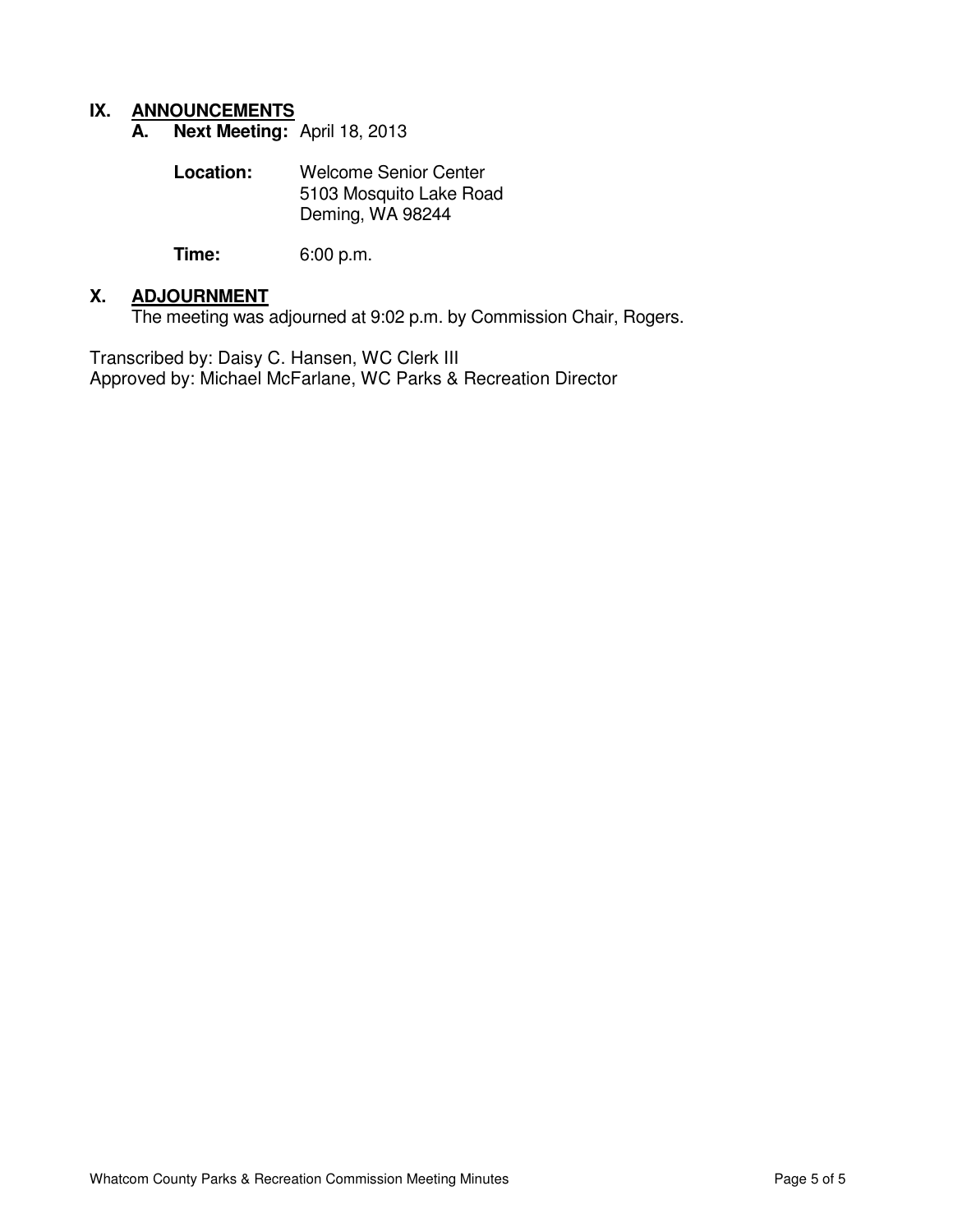## IX. ANNOUNCEMENTS

**A. Next Meeting:** April 18, 2013

**Location:** Welcome Senior Center
5103 Mosquito Lake Road
Deming, WA 98244

**Time:** 6:00 p.m.

## X. ADJOURNMENT

The meeting was adjourned at 9:02 p.m. by Commission Chair, Rogers.

Transcribed by: Daisy C. Hansen, WC Clerk III
Approved by: Michael McFarlane, WC Parks & Recreation Director